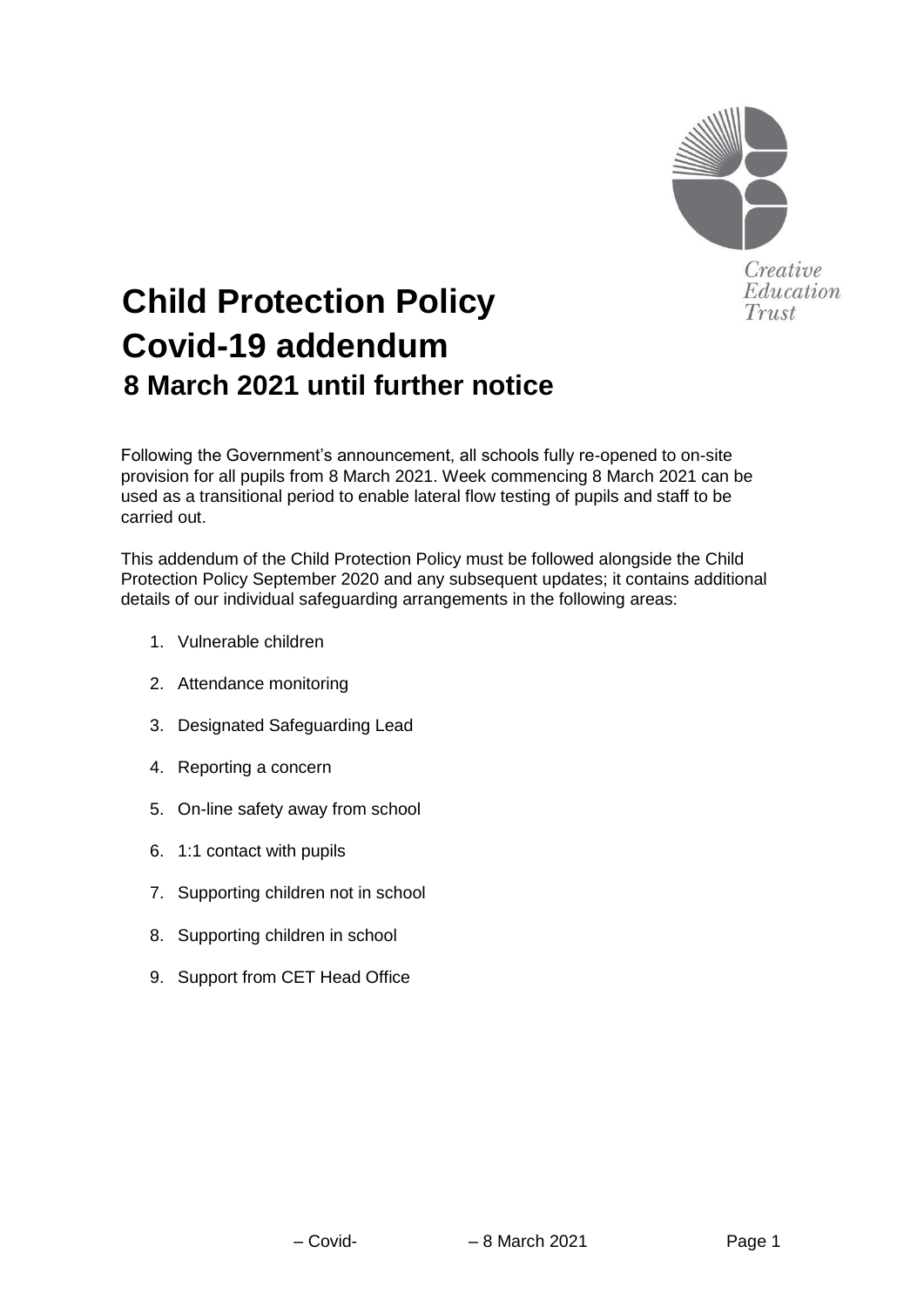# Child Protection Policy
# Covid-19 addendum
## 8 March 2021 until further notice

Following the Government's announcement, all schools fully re-opened to on-site provision for all pupils from 8 March 2021. Week commencing 8 March 2021 can be used as a transitional period to enable lateral flow testing of pupils and staff to be carried out.

This addendum of the Child Protection Policy must be followed alongside the Child Protection Policy September 2020 and any subsequent updates; it contains additional details of our individual safeguarding arrangements in the following areas:

1. Vulnerable children
2. Attendance monitoring
3. Designated Safeguarding Lead
4. Reporting a concern
5. On-line safety away from school
6. 1:1 contact with pupils
7. Supporting children not in school
8. Supporting children in school
9. Support from CET Head Office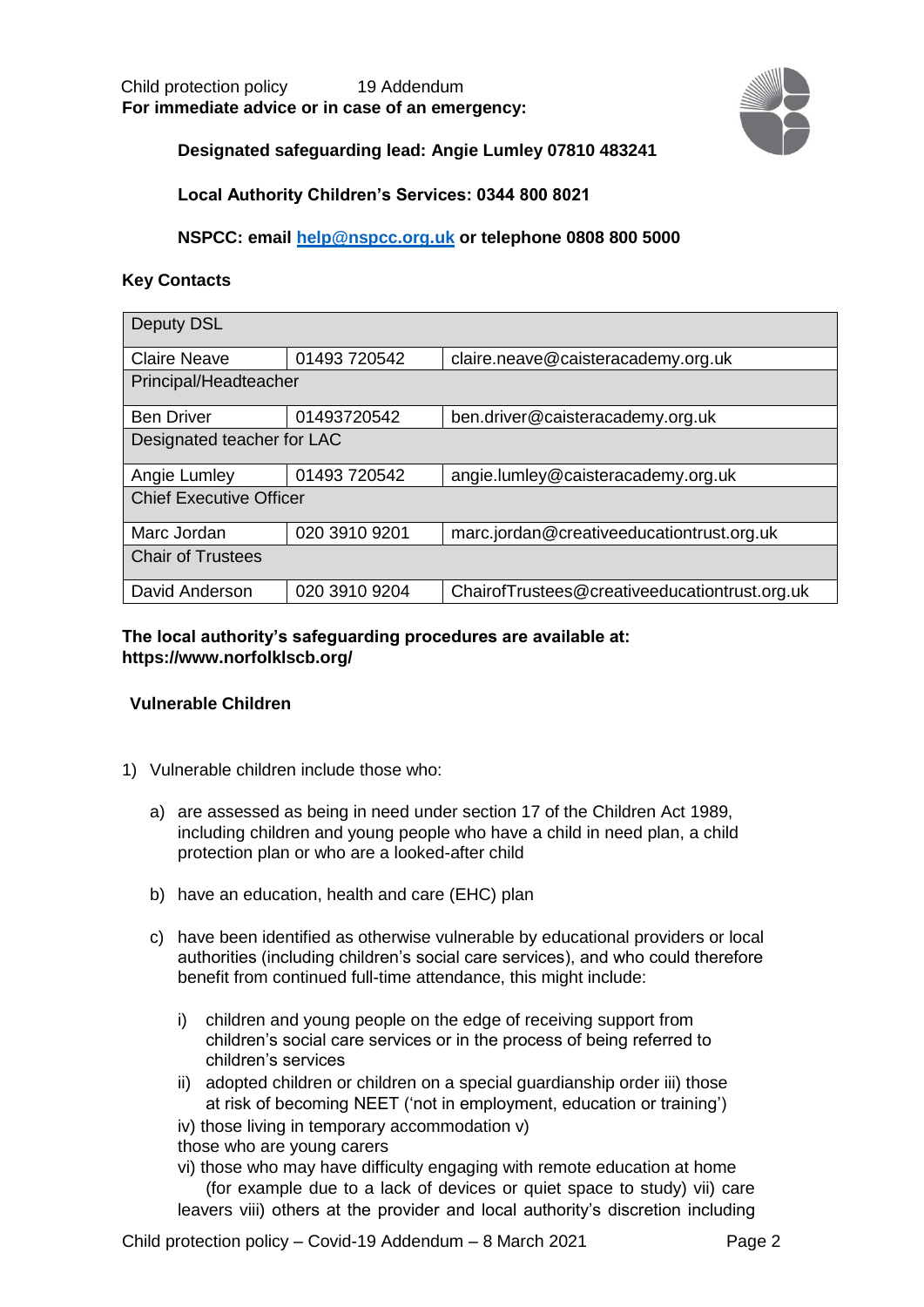Child protection policy 19 Addendum

**For immediate advice or in case of an emergency:**

**Designated safeguarding lead: Angie Lumley 07810 483241**

**Local Authority Children's Services: 0344 800 8021**

**NSPCC: email help@nspcc.org.uk or telephone 0808 800 5000**

**Key Contacts**

| Deputy DSL | | |
|---|---|---|
| Claire Neave | 01493 720542 | claire.neave@caisteracademy.org.uk |
| Principal/Headteacher | | |
| Ben Driver | 01493720542 | ben.driver@caisteracademy.org.uk |
| Designated teacher for LAC | | |
| Angie Lumley | 01493 720542 | angie.lumley@caisteracademy.org.uk |
| Chief Executive Officer | | |
| Marc Jordan | 020 3910 9201 | marc.jordan@creativeeducationtrust.org.uk |
| Chair of Trustees | | |
| David Anderson | 020 3910 9204 | ChairofTrustees@creativeeducationtrust.org.uk |

**The local authority's safeguarding procedures are available at: https://www.norfolklscb.org/**

**Vulnerable Children**

1) Vulnerable children include those who:

   a) are assessed as being in need under section 17 of the Children Act 1989, including children and young people who have a child in need plan, a child protection plan or who are a looked-after child

   b) have an education, health and care (EHC) plan

   c) have been identified as otherwise vulnerable by educational providers or local authorities (including children's social care services), and who could therefore benefit from continued full-time attendance, this might include:

      i) children and young people on the edge of receiving support from children's social care services or in the process of being referred to children's services

      ii) adopted children or children on a special guardianship order iii) those at risk of becoming NEET ('not in employment, education or training')

      iv) those living in temporary accommodation v) those who are young carers

      vi) those who may have difficulty engaging with remote education at home (for example due to a lack of devices or quiet space to study) vii) care leavers viii) others at the provider and local authority's discretion including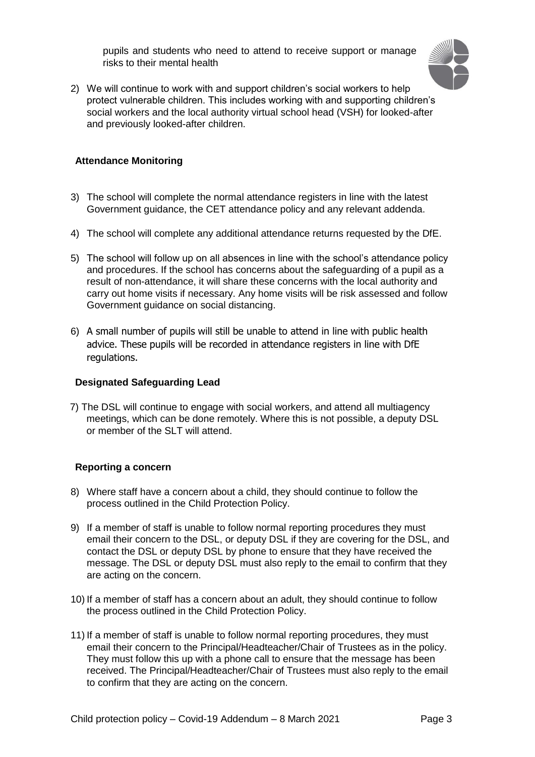pupils and students who need to attend to receive support or manage risks to their mental health

2) We will continue to work with and support children's social workers to help protect vulnerable children. This includes working with and supporting children's social workers and the local authority virtual school head (VSH) for looked-after and previously looked-after children.

**Attendance Monitoring**

3) The school will complete the normal attendance registers in line with the latest Government guidance, the CET attendance policy and any relevant addenda.

4) The school will complete any additional attendance returns requested by the DfE.

5) The school will follow up on all absences in line with the school's attendance policy and procedures. If the school has concerns about the safeguarding of a pupil as a result of non-attendance, it will share these concerns with the local authority and carry out home visits if necessary. Any home visits will be risk assessed and follow Government guidance on social distancing.

6) A small number of pupils will still be unable to attend in line with public health advice. These pupils will be recorded in attendance registers in line with DfE regulations.

**Designated Safeguarding Lead**

7) The DSL will continue to engage with social workers, and attend all multiagency meetings, which can be done remotely. Where this is not possible, a deputy DSL or member of the SLT will attend.

**Reporting a concern**

8) Where staff have a concern about a child, they should continue to follow the process outlined in the Child Protection Policy.

9) If a member of staff is unable to follow normal reporting procedures they must email their concern to the DSL, or deputy DSL if they are covering for the DSL, and contact the DSL or deputy DSL by phone to ensure that they have received the message. The DSL or deputy DSL must also reply to the email to confirm that they are acting on the concern.

10) If a member of staff has a concern about an adult, they should continue to follow the process outlined in the Child Protection Policy.

11) If a member of staff is unable to follow normal reporting procedures, they must email their concern to the Principal/Headteacher/Chair of Trustees as in the policy. They must follow this up with a phone call to ensure that the message has been received. The Principal/Headteacher/Chair of Trustees must also reply to the email to confirm that they are acting on the concern.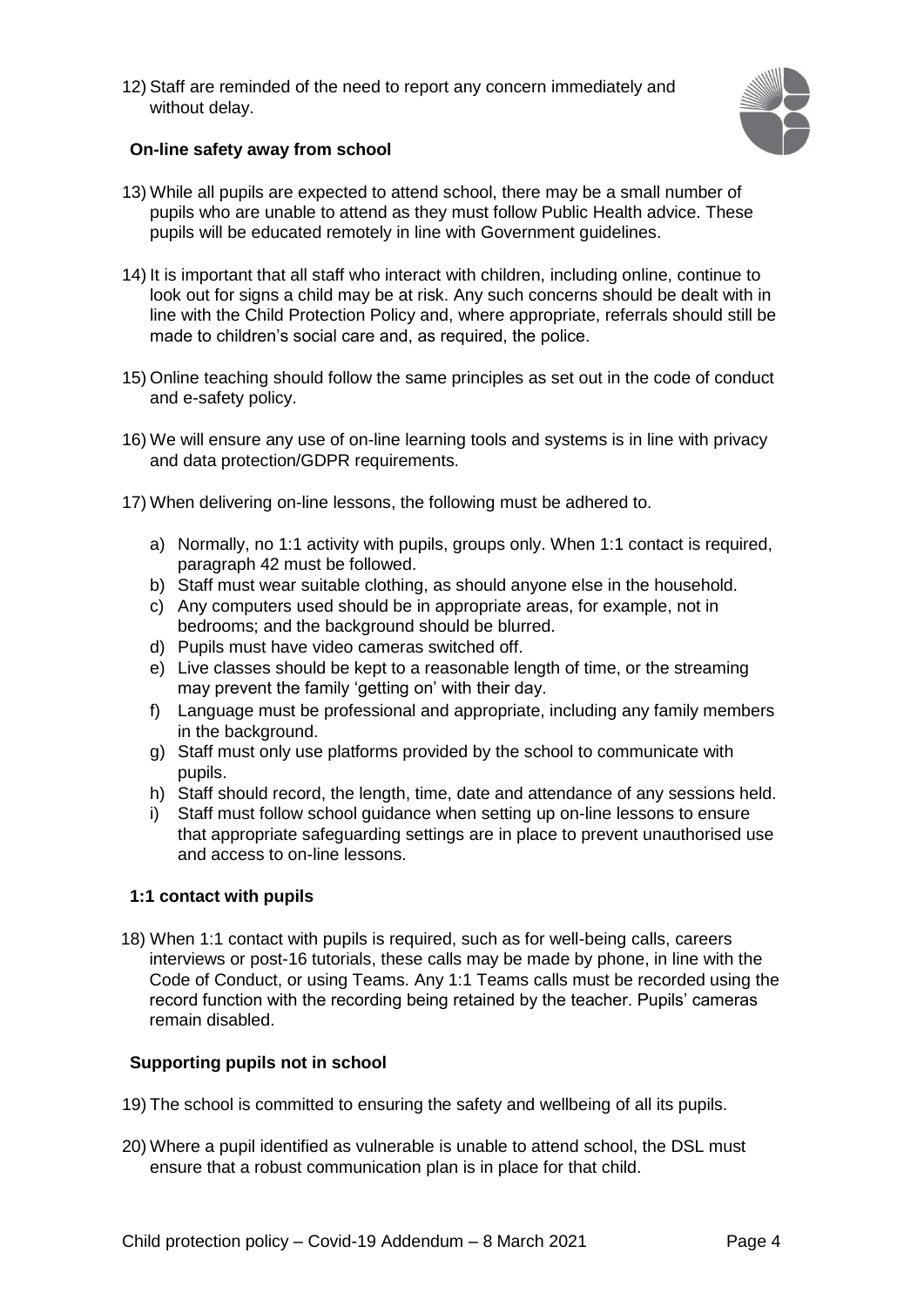12) Staff are reminded of the need to report any concern immediately and without delay.

**On-line safety away from school**

13) While all pupils are expected to attend school, there may be a small number of pupils who are unable to attend as they must follow Public Health advice. These pupils will be educated remotely in line with Government guidelines.

14) It is important that all staff who interact with children, including online, continue to look out for signs a child may be at risk. Any such concerns should be dealt with in line with the Child Protection Policy and, where appropriate, referrals should still be made to children's social care and, as required, the police.

15) Online teaching should follow the same principles as set out in the code of conduct and e-safety policy.

16) We will ensure any use of on-line learning tools and systems is in line with privacy and data protection/GDPR requirements.

17) When delivering on-line lessons, the following must be adhered to.

   a) Normally, no 1:1 activity with pupils, groups only. When 1:1 contact is required, paragraph 42 must be followed.
   b) Staff must wear suitable clothing, as should anyone else in the household.
   c) Any computers used should be in appropriate areas, for example, not in bedrooms; and the background should be blurred.
   d) Pupils must have video cameras switched off.
   e) Live classes should be kept to a reasonable length of time, or the streaming may prevent the family 'getting on' with their day.
   f) Language must be professional and appropriate, including any family members in the background.
   g) Staff must only use platforms provided by the school to communicate with pupils.
   h) Staff should record, the length, time, date and attendance of any sessions held.
   i) Staff must follow school guidance when setting up on-line lessons to ensure that appropriate safeguarding settings are in place to prevent unauthorised use and access to on-line lessons.

**1:1 contact with pupils**

18) When 1:1 contact with pupils is required, such as for well-being calls, careers interviews or post-16 tutorials, these calls may be made by phone, in line with the Code of Conduct, or using Teams. Any 1:1 Teams calls must be recorded using the record function with the recording being retained by the teacher. Pupils' cameras remain disabled.

**Supporting pupils not in school**

19) The school is committed to ensuring the safety and wellbeing of all its pupils.

20) Where a pupil identified as vulnerable is unable to attend school, the DSL must ensure that a robust communication plan is in place for that child.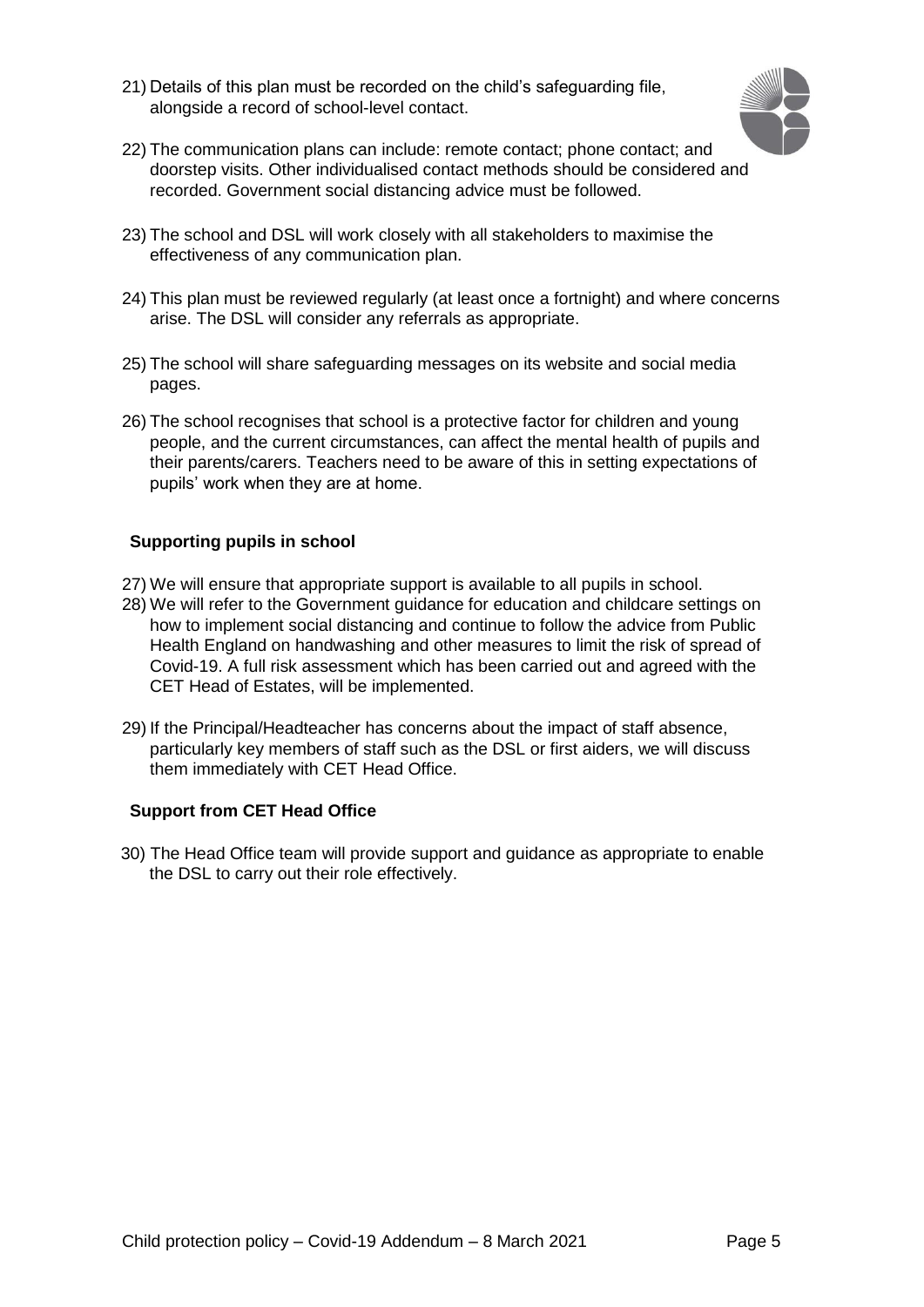21) Details of this plan must be recorded on the child's safeguarding file, alongside a record of school-level contact.

22) The communication plans can include: remote contact; phone contact; and doorstep visits. Other individualised contact methods should be considered and recorded. Government social distancing advice must be followed.

23) The school and DSL will work closely with all stakeholders to maximise the effectiveness of any communication plan.

24) This plan must be reviewed regularly (at least once a fortnight) and where concerns arise. The DSL will consider any referrals as appropriate.

25) The school will share safeguarding messages on its website and social media pages.

26) The school recognises that school is a protective factor for children and young people, and the current circumstances, can affect the mental health of pupils and their parents/carers. Teachers need to be aware of this in setting expectations of pupils' work when they are at home.

**Supporting pupils in school**

27) We will ensure that appropriate support is available to all pupils in school.

28) We will refer to the Government guidance for education and childcare settings on how to implement social distancing and continue to follow the advice from Public Health England on handwashing and other measures to limit the risk of spread of Covid-19. A full risk assessment which has been carried out and agreed with the CET Head of Estates, will be implemented.

29) If the Principal/Headteacher has concerns about the impact of staff absence, particularly key members of staff such as the DSL or first aiders, we will discuss them immediately with CET Head Office.

**Support from CET Head Office**

30) The Head Office team will provide support and guidance as appropriate to enable the DSL to carry out their role effectively.